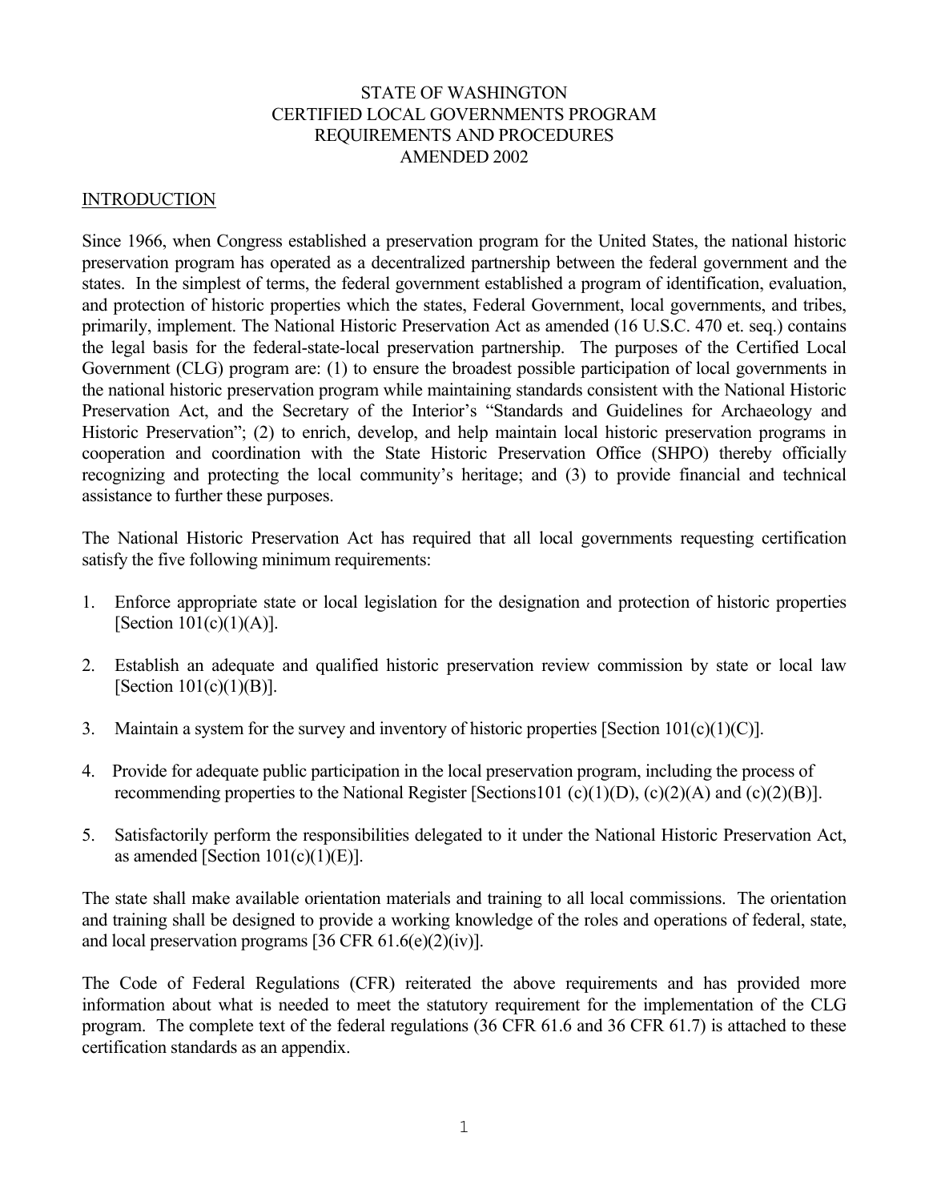# STATE OF WASHINGTON
# CERTIFIED LOCAL GOVERNMENTS PROGRAM
# REQUIREMENTS AND PROCEDURES
# AMENDED 2002

## INTRODUCTION

Since 1966, when Congress established a preservation program for the United States, the national historic preservation program has operated as a decentralized partnership between the federal government and the states. In the simplest of terms, the federal government established a program of identification, evaluation, and protection of historic properties which the states, Federal Government, local governments, and tribes, primarily, implement. The National Historic Preservation Act as amended (16 U.S.C. 470 et. seq.) contains the legal basis for the federal-state-local preservation partnership. The purposes of the Certified Local Government (CLG) program are: (1) to ensure the broadest possible participation of local governments in the national historic preservation program while maintaining standards consistent with the National Historic Preservation Act, and the Secretary of the Interior's "Standards and Guidelines for Archaeology and Historic Preservation"; (2) to enrich, develop, and help maintain local historic preservation programs in cooperation and coordination with the State Historic Preservation Office (SHPO) thereby officially recognizing and protecting the local community's heritage; and (3) to provide financial and technical assistance to further these purposes.

The National Historic Preservation Act has required that all local governments requesting certification satisfy the five following minimum requirements:

1. Enforce appropriate state or local legislation for the designation and protection of historic properties [Section 101(c)(1)(A)].

2. Establish an adequate and qualified historic preservation review commission by state or local law [Section 101(c)(1)(B)].

3. Maintain a system for the survey and inventory of historic properties [Section 101(c)(1)(C)].

4. Provide for adequate public participation in the local preservation program, including the process of recommending properties to the National Register [Sections101 (c)(1)(D), (c)(2)(A) and (c)(2)(B)].

5. Satisfactorily perform the responsibilities delegated to it under the National Historic Preservation Act, as amended [Section 101(c)(1)(E)].

The state shall make available orientation materials and training to all local commissions. The orientation and training shall be designed to provide a working knowledge of the roles and operations of federal, state, and local preservation programs [36 CFR 61.6(e)(2)(iv)].

The Code of Federal Regulations (CFR) reiterated the above requirements and has provided more information about what is needed to meet the statutory requirement for the implementation of the CLG program. The complete text of the federal regulations (36 CFR 61.6 and 36 CFR 61.7) is attached to these certification standards as an appendix.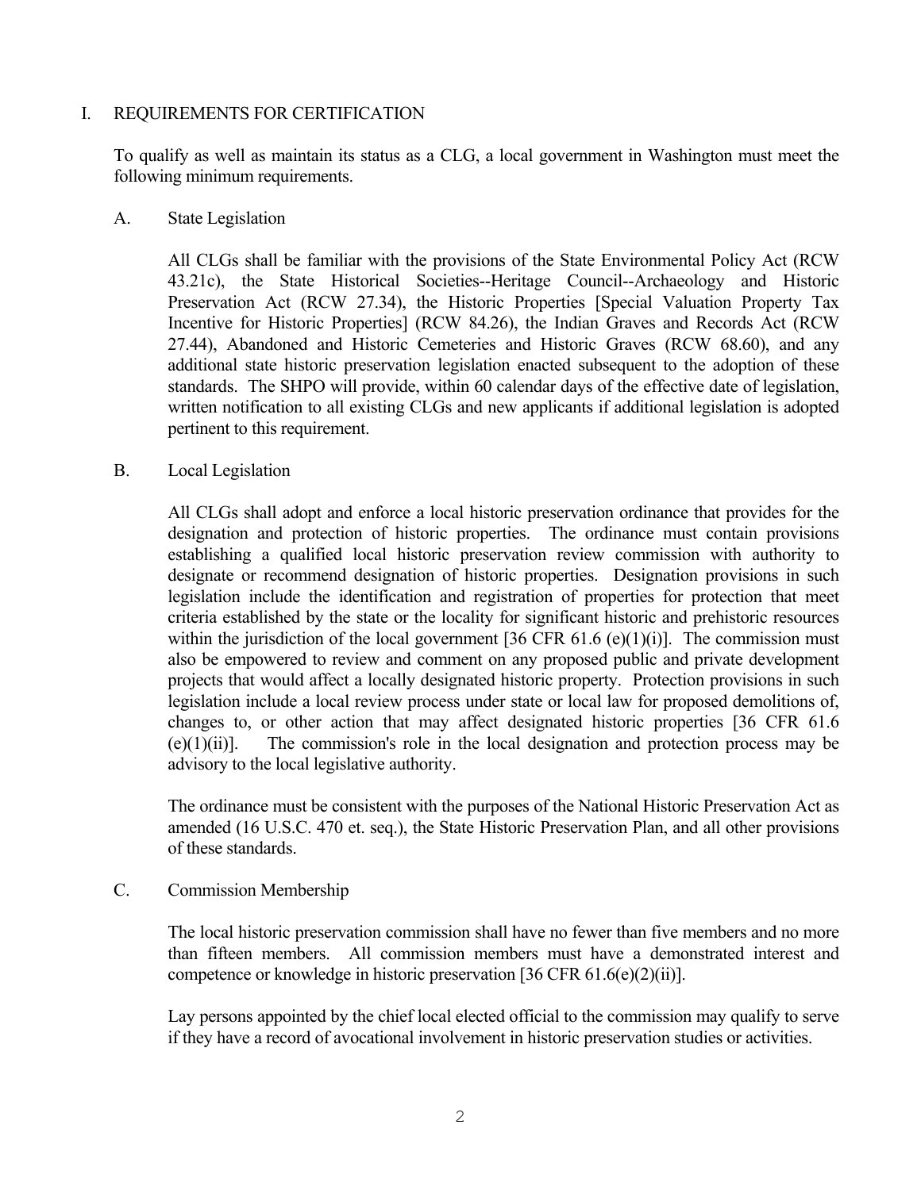## I. REQUIREMENTS FOR CERTIFICATION

To qualify as well as maintain its status as a CLG, a local government in Washington must meet the following minimum requirements.

### A. State Legislation

All CLGs shall be familiar with the provisions of the State Environmental Policy Act (RCW 43.21c), the State Historical Societies--Heritage Council--Archaeology and Historic Preservation Act (RCW 27.34), the Historic Properties [Special Valuation Property Tax Incentive for Historic Properties] (RCW 84.26), the Indian Graves and Records Act (RCW 27.44), Abandoned and Historic Cemeteries and Historic Graves (RCW 68.60), and any additional state historic preservation legislation enacted subsequent to the adoption of these standards. The SHPO will provide, within 60 calendar days of the effective date of legislation, written notification to all existing CLGs and new applicants if additional legislation is adopted pertinent to this requirement.

### B. Local Legislation

All CLGs shall adopt and enforce a local historic preservation ordinance that provides for the designation and protection of historic properties. The ordinance must contain provisions establishing a qualified local historic preservation review commission with authority to designate or recommend designation of historic properties. Designation provisions in such legislation include the identification and registration of properties for protection that meet criteria established by the state or the locality for significant historic and prehistoric resources within the jurisdiction of the local government [36 CFR 61.6 (e)(1)(i)]. The commission must also be empowered to review and comment on any proposed public and private development projects that would affect a locally designated historic property. Protection provisions in such legislation include a local review process under state or local law for proposed demolitions of, changes to, or other action that may affect designated historic properties [36 CFR 61.6 (e)(1)(ii)]. The commission's role in the local designation and protection process may be advisory to the local legislative authority.

The ordinance must be consistent with the purposes of the National Historic Preservation Act as amended (16 U.S.C. 470 et. seq.), the State Historic Preservation Plan, and all other provisions of these standards.

### C. Commission Membership

The local historic preservation commission shall have no fewer than five members and no more than fifteen members. All commission members must have a demonstrated interest and competence or knowledge in historic preservation [36 CFR 61.6(e)(2)(ii)].

Lay persons appointed by the chief local elected official to the commission may qualify to serve if they have a record of avocational involvement in historic preservation studies or activities.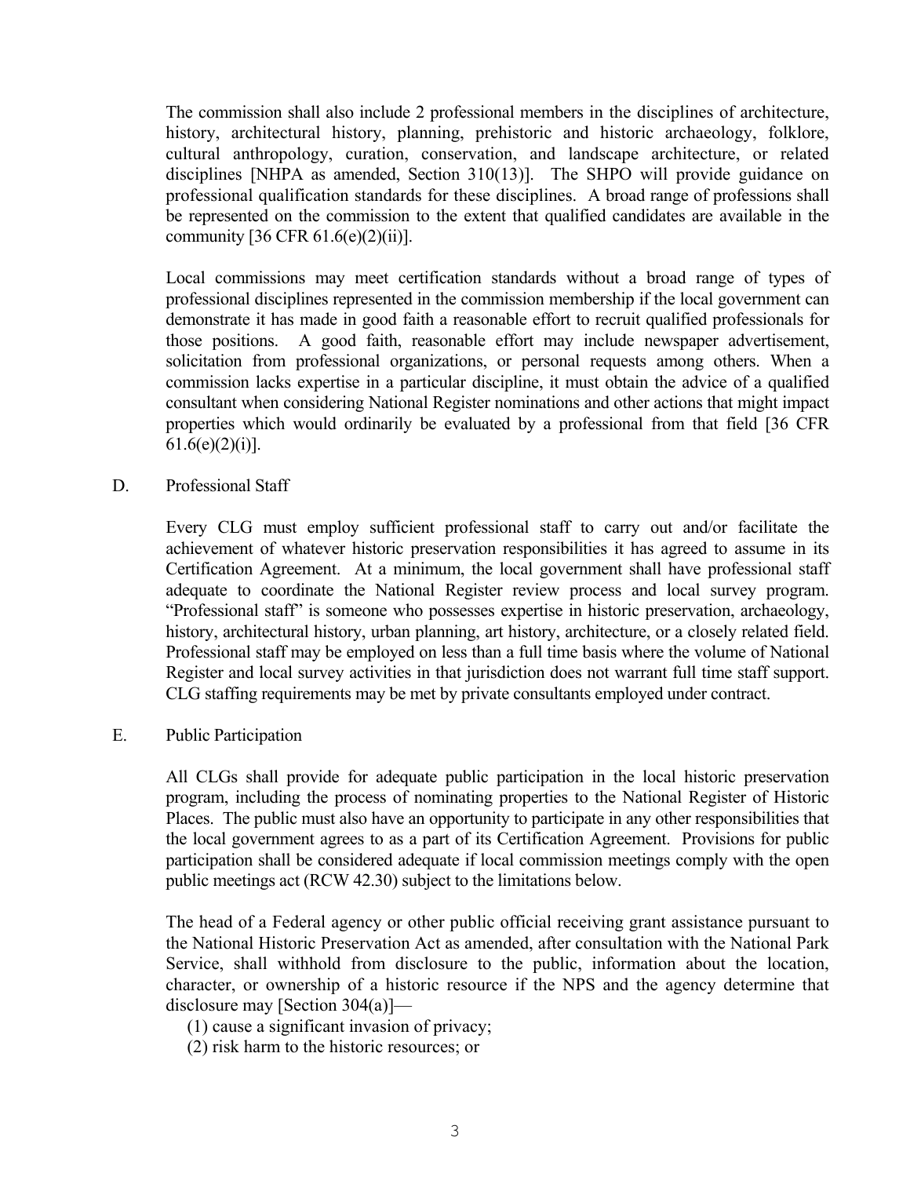The commission shall also include 2 professional members in the disciplines of architecture, history, architectural history, planning, prehistoric and historic archaeology, folklore, cultural anthropology, curation, conservation, and landscape architecture, or related disciplines [NHPA as amended, Section 310(13)]. The SHPO will provide guidance on professional qualification standards for these disciplines. A broad range of professions shall be represented on the commission to the extent that qualified candidates are available in the community [36 CFR 61.6(e)(2)(ii)].

Local commissions may meet certification standards without a broad range of types of professional disciplines represented in the commission membership if the local government can demonstrate it has made in good faith a reasonable effort to recruit qualified professionals for those positions. A good faith, reasonable effort may include newspaper advertisement, solicitation from professional organizations, or personal requests among others. When a commission lacks expertise in a particular discipline, it must obtain the advice of a qualified consultant when considering National Register nominations and other actions that might impact properties which would ordinarily be evaluated by a professional from that field [36 CFR 61.6(e)(2)(i)].

D. Professional Staff

Every CLG must employ sufficient professional staff to carry out and/or facilitate the achievement of whatever historic preservation responsibilities it has agreed to assume in its Certification Agreement. At a minimum, the local government shall have professional staff adequate to coordinate the National Register review process and local survey program. "Professional staff" is someone who possesses expertise in historic preservation, archaeology, history, architectural history, urban planning, art history, architecture, or a closely related field. Professional staff may be employed on less than a full time basis where the volume of National Register and local survey activities in that jurisdiction does not warrant full time staff support. CLG staffing requirements may be met by private consultants employed under contract.

E. Public Participation

All CLGs shall provide for adequate public participation in the local historic preservation program, including the process of nominating properties to the National Register of Historic Places. The public must also have an opportunity to participate in any other responsibilities that the local government agrees to as a part of its Certification Agreement. Provisions for public participation shall be considered adequate if local commission meetings comply with the open public meetings act (RCW 42.30) subject to the limitations below.

The head of a Federal agency or other public official receiving grant assistance pursuant to the National Historic Preservation Act as amended, after consultation with the National Park Service, shall withhold from disclosure to the public, information about the location, character, or ownership of a historic resource if the NPS and the agency determine that disclosure may [Section 304(a)]—

(1) cause a significant invasion of privacy;
(2) risk harm to the historic resources; or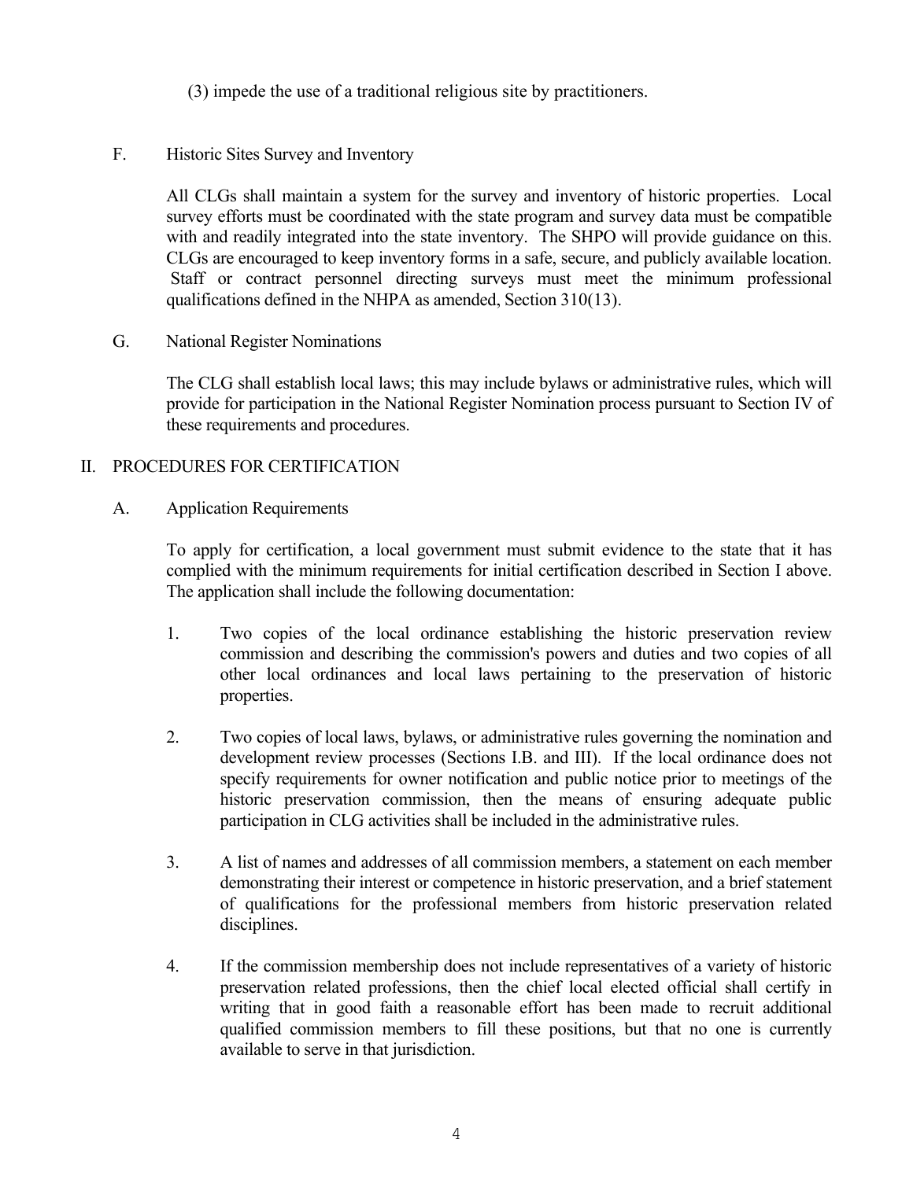(3) impede the use of a traditional religious site by practitioners.

F. Historic Sites Survey and Inventory

All CLGs shall maintain a system for the survey and inventory of historic properties. Local survey efforts must be coordinated with the state program and survey data must be compatible with and readily integrated into the state inventory. The SHPO will provide guidance on this. CLGs are encouraged to keep inventory forms in a safe, secure, and publicly available location. Staff or contract personnel directing surveys must meet the minimum professional qualifications defined in the NHPA as amended, Section 310(13).

G. National Register Nominations

The CLG shall establish local laws; this may include bylaws or administrative rules, which will provide for participation in the National Register Nomination process pursuant to Section IV of these requirements and procedures.

## II. PROCEDURES FOR CERTIFICATION

A. Application Requirements

To apply for certification, a local government must submit evidence to the state that it has complied with the minimum requirements for initial certification described in Section I above. The application shall include the following documentation:

1. Two copies of the local ordinance establishing the historic preservation review commission and describing the commission's powers and duties and two copies of all other local ordinances and local laws pertaining to the preservation of historic properties.

2. Two copies of local laws, bylaws, or administrative rules governing the nomination and development review processes (Sections I.B. and III). If the local ordinance does not specify requirements for owner notification and public notice prior to meetings of the historic preservation commission, then the means of ensuring adequate public participation in CLG activities shall be included in the administrative rules.

3. A list of names and addresses of all commission members, a statement on each member demonstrating their interest or competence in historic preservation, and a brief statement of qualifications for the professional members from historic preservation related disciplines.

4. If the commission membership does not include representatives of a variety of historic preservation related professions, then the chief local elected official shall certify in writing that in good faith a reasonable effort has been made to recruit additional qualified commission members to fill these positions, but that no one is currently available to serve in that jurisdiction.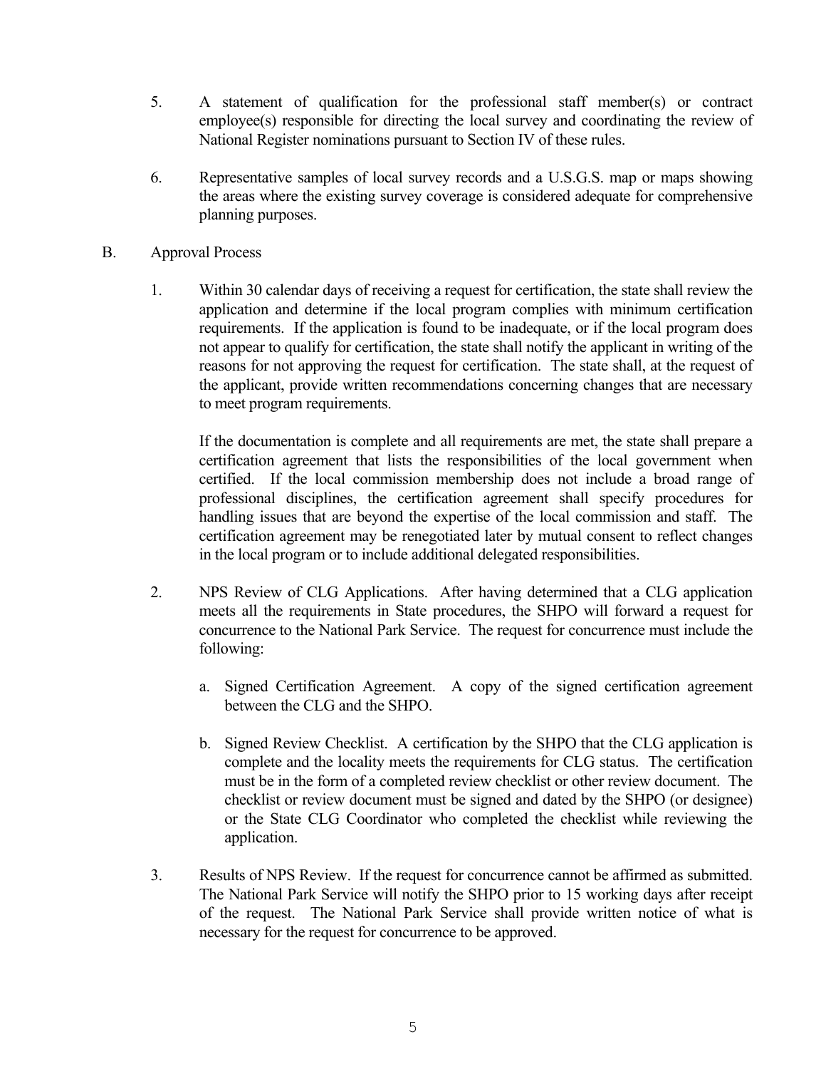5. A statement of qualification for the professional staff member(s) or contract employee(s) responsible for directing the local survey and coordinating the review of National Register nominations pursuant to Section IV of these rules.

6. Representative samples of local survey records and a U.S.G.S. map or maps showing the areas where the existing survey coverage is considered adequate for comprehensive planning purposes.

B. Approval Process

1. Within 30 calendar days of receiving a request for certification, the state shall review the application and determine if the local program complies with minimum certification requirements. If the application is found to be inadequate, or if the local program does not appear to qualify for certification, the state shall notify the applicant in writing of the reasons for not approving the request for certification. The state shall, at the request of the applicant, provide written recommendations concerning changes that are necessary to meet program requirements.

   If the documentation is complete and all requirements are met, the state shall prepare a certification agreement that lists the responsibilities of the local government when certified. If the local commission membership does not include a broad range of professional disciplines, the certification agreement shall specify procedures for handling issues that are beyond the expertise of the local commission and staff. The certification agreement may be renegotiated later by mutual consent to reflect changes in the local program or to include additional delegated responsibilities.

2. NPS Review of CLG Applications. After having determined that a CLG application meets all the requirements in State procedures, the SHPO will forward a request for concurrence to the National Park Service. The request for concurrence must include the following:

   a. Signed Certification Agreement. A copy of the signed certification agreement between the CLG and the SHPO.

   b. Signed Review Checklist. A certification by the SHPO that the CLG application is complete and the locality meets the requirements for CLG status. The certification must be in the form of a completed review checklist or other review document. The checklist or review document must be signed and dated by the SHPO (or designee) or the State CLG Coordinator who completed the checklist while reviewing the application.

3. Results of NPS Review. If the request for concurrence cannot be affirmed as submitted. The National Park Service will notify the SHPO prior to 15 working days after receipt of the request. The National Park Service shall provide written notice of what is necessary for the request for concurrence to be approved.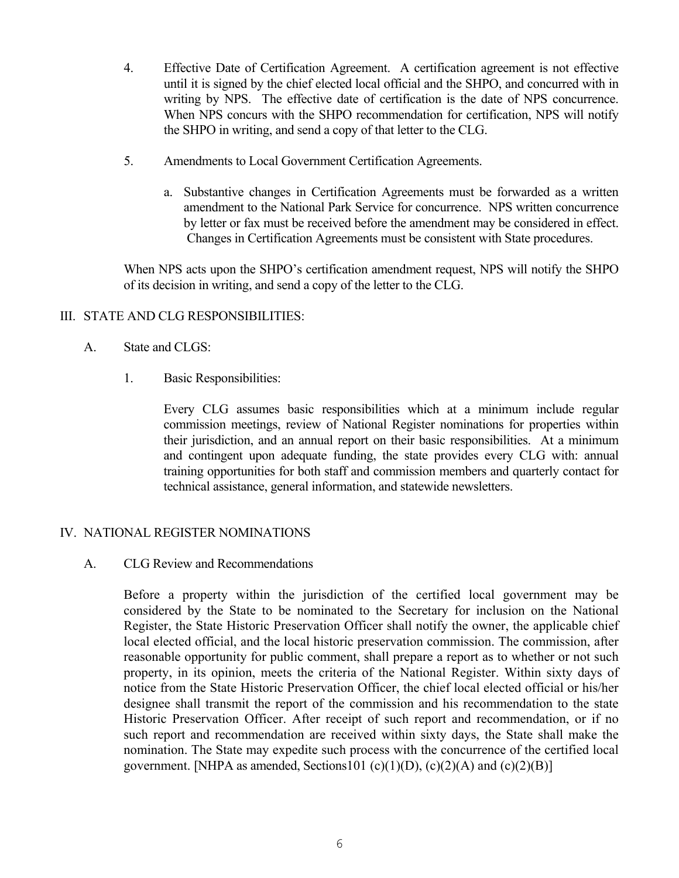4. Effective Date of Certification Agreement. A certification agreement is not effective until it is signed by the chief elected local official and the SHPO, and concurred with in writing by NPS. The effective date of certification is the date of NPS concurrence. When NPS concurs with the SHPO recommendation for certification, NPS will notify the SHPO in writing, and send a copy of that letter to the CLG.

5. Amendments to Local Government Certification Agreements.

   a. Substantive changes in Certification Agreements must be forwarded as a written amendment to the National Park Service for concurrence. NPS written concurrence by letter or fax must be received before the amendment may be considered in effect. Changes in Certification Agreements must be consistent with State procedures.

When NPS acts upon the SHPO's certification amendment request, NPS will notify the SHPO of its decision in writing, and send a copy of the letter to the CLG.

## III. STATE AND CLG RESPONSIBILITIES:

### A. State and CLGS:

1. Basic Responsibilities:

   Every CLG assumes basic responsibilities which at a minimum include regular commission meetings, review of National Register nominations for properties within their jurisdiction, and an annual report on their basic responsibilities. At a minimum and contingent upon adequate funding, the state provides every CLG with: annual training opportunities for both staff and commission members and quarterly contact for technical assistance, general information, and statewide newsletters.

## IV. NATIONAL REGISTER NOMINATIONS

### A. CLG Review and Recommendations

Before a property within the jurisdiction of the certified local government may be considered by the State to be nominated to the Secretary for inclusion on the National Register, the State Historic Preservation Officer shall notify the owner, the applicable chief local elected official, and the local historic preservation commission. The commission, after reasonable opportunity for public comment, shall prepare a report as to whether or not such property, in its opinion, meets the criteria of the National Register. Within sixty days of notice from the State Historic Preservation Officer, the chief local elected official or his/her designee shall transmit the report of the commission and his recommendation to the state Historic Preservation Officer. After receipt of such report and recommendation, or if no such report and recommendation are received within sixty days, the State shall make the nomination. The State may expedite such process with the concurrence of the certified local government. [NHPA as amended, Sections101 (c)(1)(D), (c)(2)(A) and (c)(2)(B)]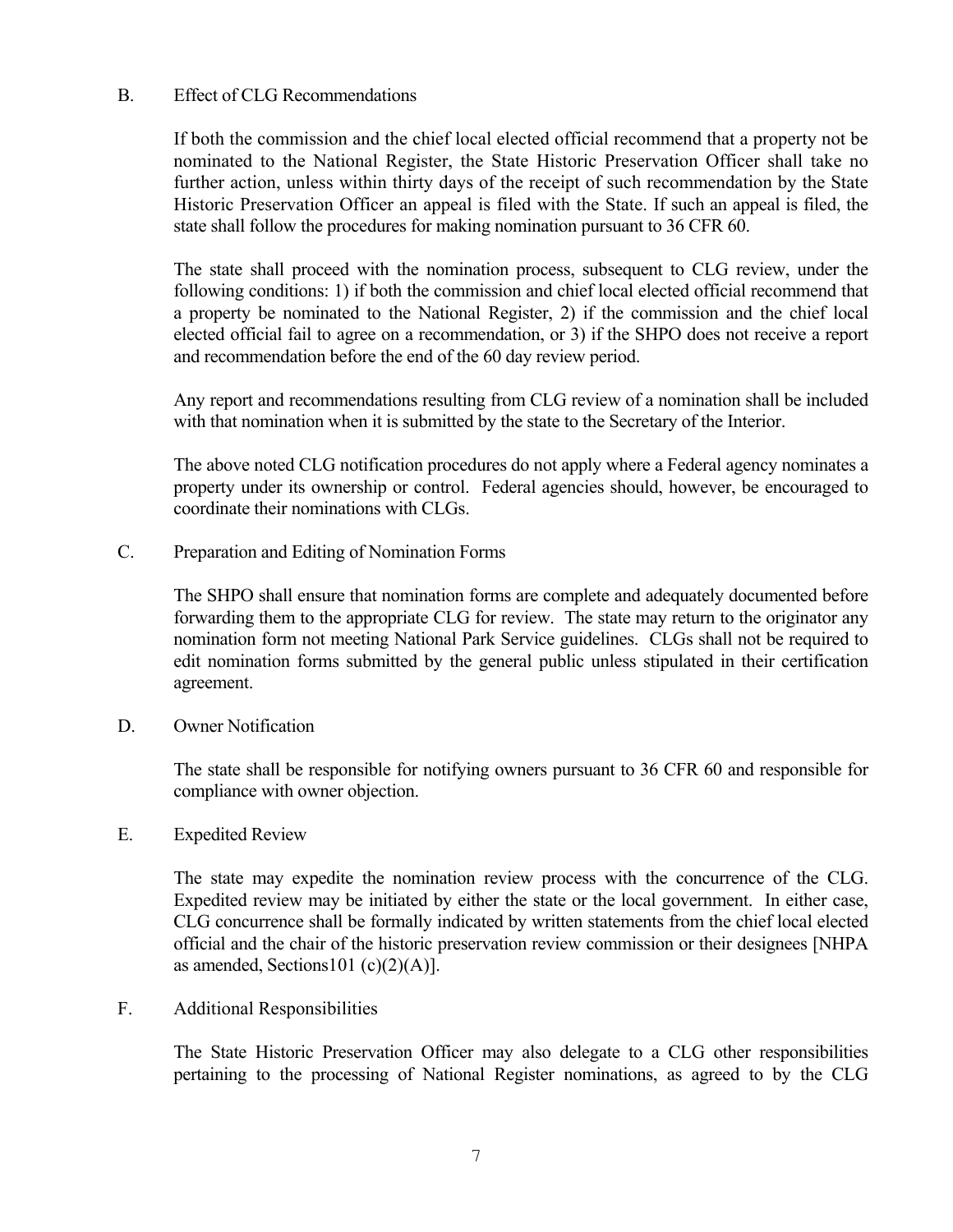### B. Effect of CLG Recommendations

If both the commission and the chief local elected official recommend that a property not be nominated to the National Register, the State Historic Preservation Officer shall take no further action, unless within thirty days of the receipt of such recommendation by the State Historic Preservation Officer an appeal is filed with the State. If such an appeal is filed, the state shall follow the procedures for making nomination pursuant to 36 CFR 60.

The state shall proceed with the nomination process, subsequent to CLG review, under the following conditions: 1) if both the commission and chief local elected official recommend that a property be nominated to the National Register, 2) if the commission and the chief local elected official fail to agree on a recommendation, or 3) if the SHPO does not receive a report and recommendation before the end of the 60 day review period.

Any report and recommendations resulting from CLG review of a nomination shall be included with that nomination when it is submitted by the state to the Secretary of the Interior.

The above noted CLG notification procedures do not apply where a Federal agency nominates a property under its ownership or control. Federal agencies should, however, be encouraged to coordinate their nominations with CLGs.

### C. Preparation and Editing of Nomination Forms

The SHPO shall ensure that nomination forms are complete and adequately documented before forwarding them to the appropriate CLG for review. The state may return to the originator any nomination form not meeting National Park Service guidelines. CLGs shall not be required to edit nomination forms submitted by the general public unless stipulated in their certification agreement.

### D. Owner Notification

The state shall be responsible for notifying owners pursuant to 36 CFR 60 and responsible for compliance with owner objection.

### E. Expedited Review

The state may expedite the nomination review process with the concurrence of the CLG. Expedited review may be initiated by either the state or the local government. In either case, CLG concurrence shall be formally indicated by written statements from the chief local elected official and the chair of the historic preservation review commission or their designees [NHPA as amended, Sections101 (c)(2)(A)].

### F. Additional Responsibilities

The State Historic Preservation Officer may also delegate to a CLG other responsibilities pertaining to the processing of National Register nominations, as agreed to by the CLG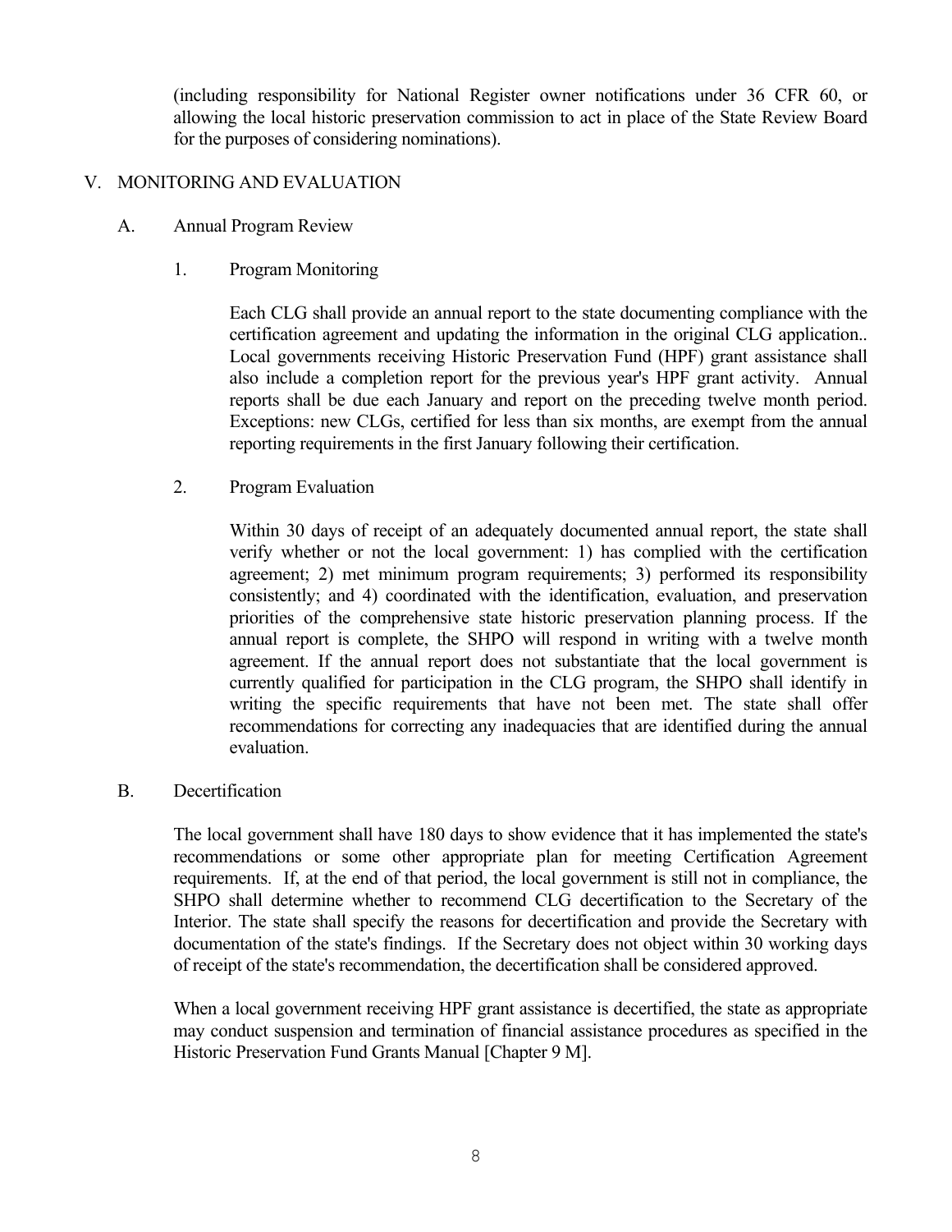(including responsibility for National Register owner notifications under 36 CFR 60, or allowing the local historic preservation commission to act in place of the State Review Board for the purposes of considering nominations).

## V. MONITORING AND EVALUATION

### A. Annual Program Review

#### 1. Program Monitoring

Each CLG shall provide an annual report to the state documenting compliance with the certification agreement and updating the information in the original CLG application.. Local governments receiving Historic Preservation Fund (HPF) grant assistance shall also include a completion report for the previous year's HPF grant activity. Annual reports shall be due each January and report on the preceding twelve month period. Exceptions: new CLGs, certified for less than six months, are exempt from the annual reporting requirements in the first January following their certification.

#### 2. Program Evaluation

Within 30 days of receipt of an adequately documented annual report, the state shall verify whether or not the local government: 1) has complied with the certification agreement; 2) met minimum program requirements; 3) performed its responsibility consistently; and 4) coordinated with the identification, evaluation, and preservation priorities of the comprehensive state historic preservation planning process. If the annual report is complete, the SHPO will respond in writing with a twelve month agreement. If the annual report does not substantiate that the local government is currently qualified for participation in the CLG program, the SHPO shall identify in writing the specific requirements that have not been met. The state shall offer recommendations for correcting any inadequacies that are identified during the annual evaluation.

### B. Decertification

The local government shall have 180 days to show evidence that it has implemented the state's recommendations or some other appropriate plan for meeting Certification Agreement requirements. If, at the end of that period, the local government is still not in compliance, the SHPO shall determine whether to recommend CLG decertification to the Secretary of the Interior. The state shall specify the reasons for decertification and provide the Secretary with documentation of the state's findings. If the Secretary does not object within 30 working days of receipt of the state's recommendation, the decertification shall be considered approved.

When a local government receiving HPF grant assistance is decertified, the state as appropriate may conduct suspension and termination of financial assistance procedures as specified in the Historic Preservation Fund Grants Manual [Chapter 9 M].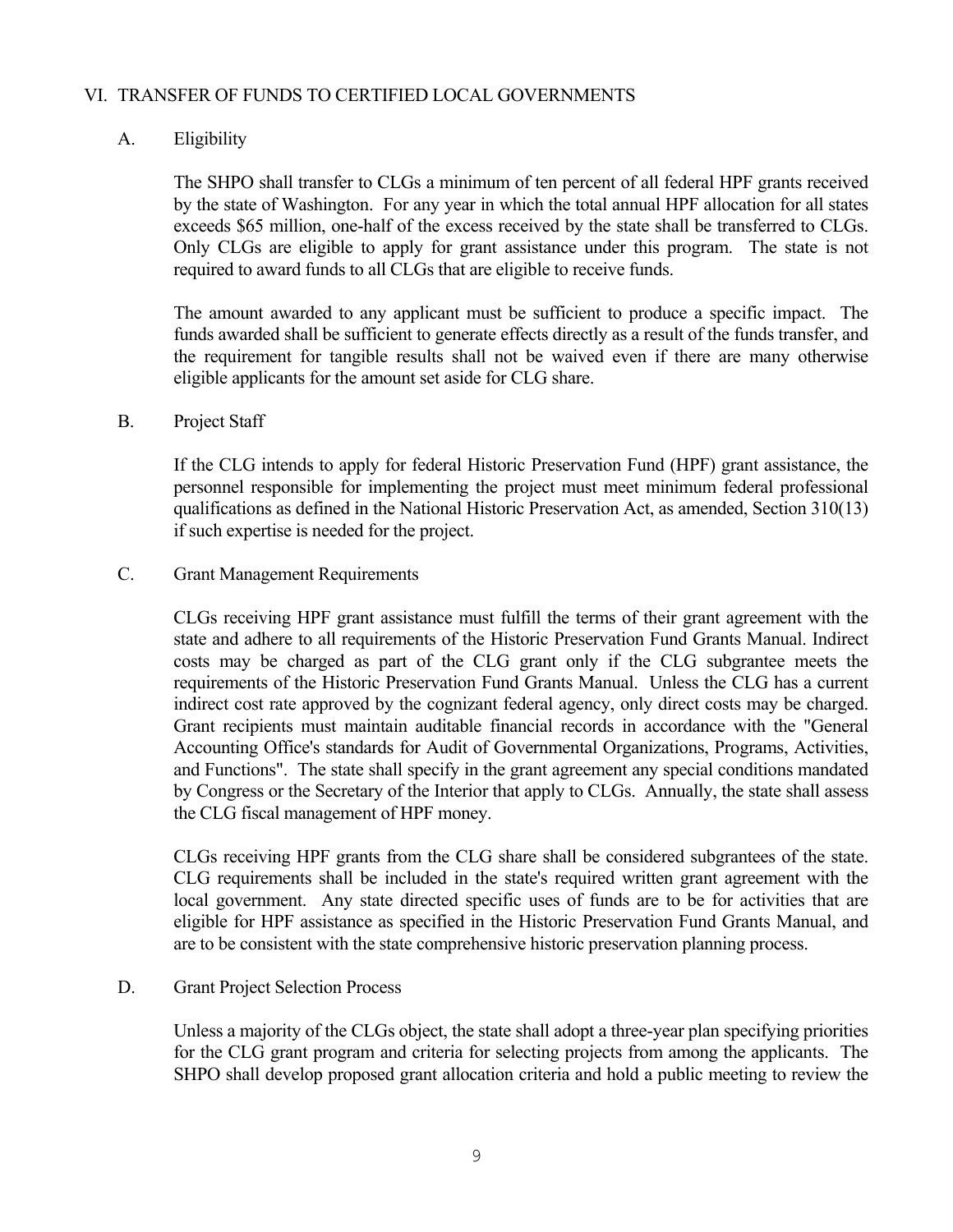## VI. TRANSFER OF FUNDS TO CERTIFIED LOCAL GOVERNMENTS

### A. Eligibility

The SHPO shall transfer to CLGs a minimum of ten percent of all federal HPF grants received by the state of Washington. For any year in which the total annual HPF allocation for all states exceeds $65 million, one-half of the excess received by the state shall be transferred to CLGs. Only CLGs are eligible to apply for grant assistance under this program. The state is not required to award funds to all CLGs that are eligible to receive funds.

The amount awarded to any applicant must be sufficient to produce a specific impact. The funds awarded shall be sufficient to generate effects directly as a result of the funds transfer, and the requirement for tangible results shall not be waived even if there are many otherwise eligible applicants for the amount set aside for CLG share.

### B. Project Staff

If the CLG intends to apply for federal Historic Preservation Fund (HPF) grant assistance, the personnel responsible for implementing the project must meet minimum federal professional qualifications as defined in the National Historic Preservation Act, as amended, Section 310(13) if such expertise is needed for the project.

### C. Grant Management Requirements

CLGs receiving HPF grant assistance must fulfill the terms of their grant agreement with the state and adhere to all requirements of the Historic Preservation Fund Grants Manual. Indirect costs may be charged as part of the CLG grant only if the CLG subgrantee meets the requirements of the Historic Preservation Fund Grants Manual. Unless the CLG has a current indirect cost rate approved by the cognizant federal agency, only direct costs may be charged. Grant recipients must maintain auditable financial records in accordance with the "General Accounting Office's standards for Audit of Governmental Organizations, Programs, Activities, and Functions". The state shall specify in the grant agreement any special conditions mandated by Congress or the Secretary of the Interior that apply to CLGs. Annually, the state shall assess the CLG fiscal management of HPF money.

CLGs receiving HPF grants from the CLG share shall be considered subgrantees of the state. CLG requirements shall be included in the state's required written grant agreement with the local government. Any state directed specific uses of funds are to be for activities that are eligible for HPF assistance as specified in the Historic Preservation Fund Grants Manual, and are to be consistent with the state comprehensive historic preservation planning process.

### D. Grant Project Selection Process

Unless a majority of the CLGs object, the state shall adopt a three-year plan specifying priorities for the CLG grant program and criteria for selecting projects from among the applicants. The SHPO shall develop proposed grant allocation criteria and hold a public meeting to review the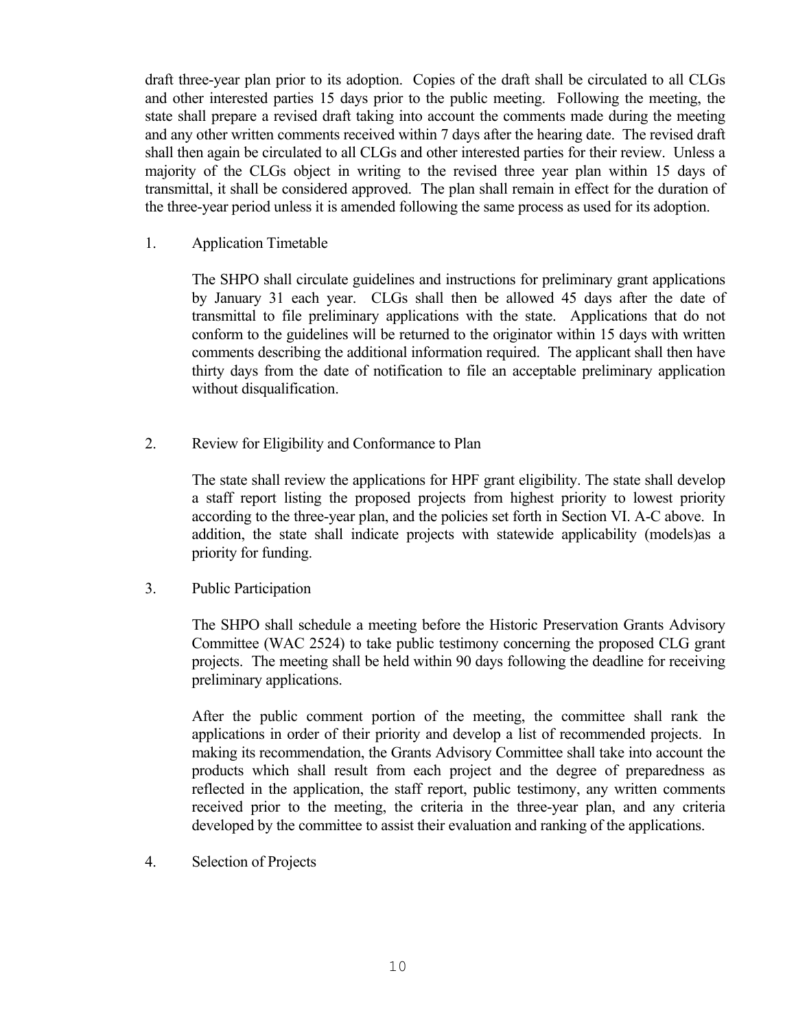draft three-year plan prior to its adoption. Copies of the draft shall be circulated to all CLGs and other interested parties 15 days prior to the public meeting. Following the meeting, the state shall prepare a revised draft taking into account the comments made during the meeting and any other written comments received within 7 days after the hearing date. The revised draft shall then again be circulated to all CLGs and other interested parties for their review. Unless a majority of the CLGs object in writing to the revised three year plan within 15 days of transmittal, it shall be considered approved. The plan shall remain in effect for the duration of the three-year period unless it is amended following the same process as used for its adoption.

1. Application Timetable

   The SHPO shall circulate guidelines and instructions for preliminary grant applications by January 31 each year. CLGs shall then be allowed 45 days after the date of transmittal to file preliminary applications with the state. Applications that do not conform to the guidelines will be returned to the originator within 15 days with written comments describing the additional information required. The applicant shall then have thirty days from the date of notification to file an acceptable preliminary application without disqualification.

2. Review for Eligibility and Conformance to Plan

   The state shall review the applications for HPF grant eligibility. The state shall develop a staff report listing the proposed projects from highest priority to lowest priority according to the three-year plan, and the policies set forth in Section VI. A-C above. In addition, the state shall indicate projects with statewide applicability (models)as a priority for funding.

3. Public Participation

   The SHPO shall schedule a meeting before the Historic Preservation Grants Advisory Committee (WAC 2524) to take public testimony concerning the proposed CLG grant projects. The meeting shall be held within 90 days following the deadline for receiving preliminary applications.

   After the public comment portion of the meeting, the committee shall rank the applications in order of their priority and develop a list of recommended projects. In making its recommendation, the Grants Advisory Committee shall take into account the products which shall result from each project and the degree of preparedness as reflected in the application, the staff report, public testimony, any written comments received prior to the meeting, the criteria in the three-year plan, and any criteria developed by the committee to assist their evaluation and ranking of the applications.

4. Selection of Projects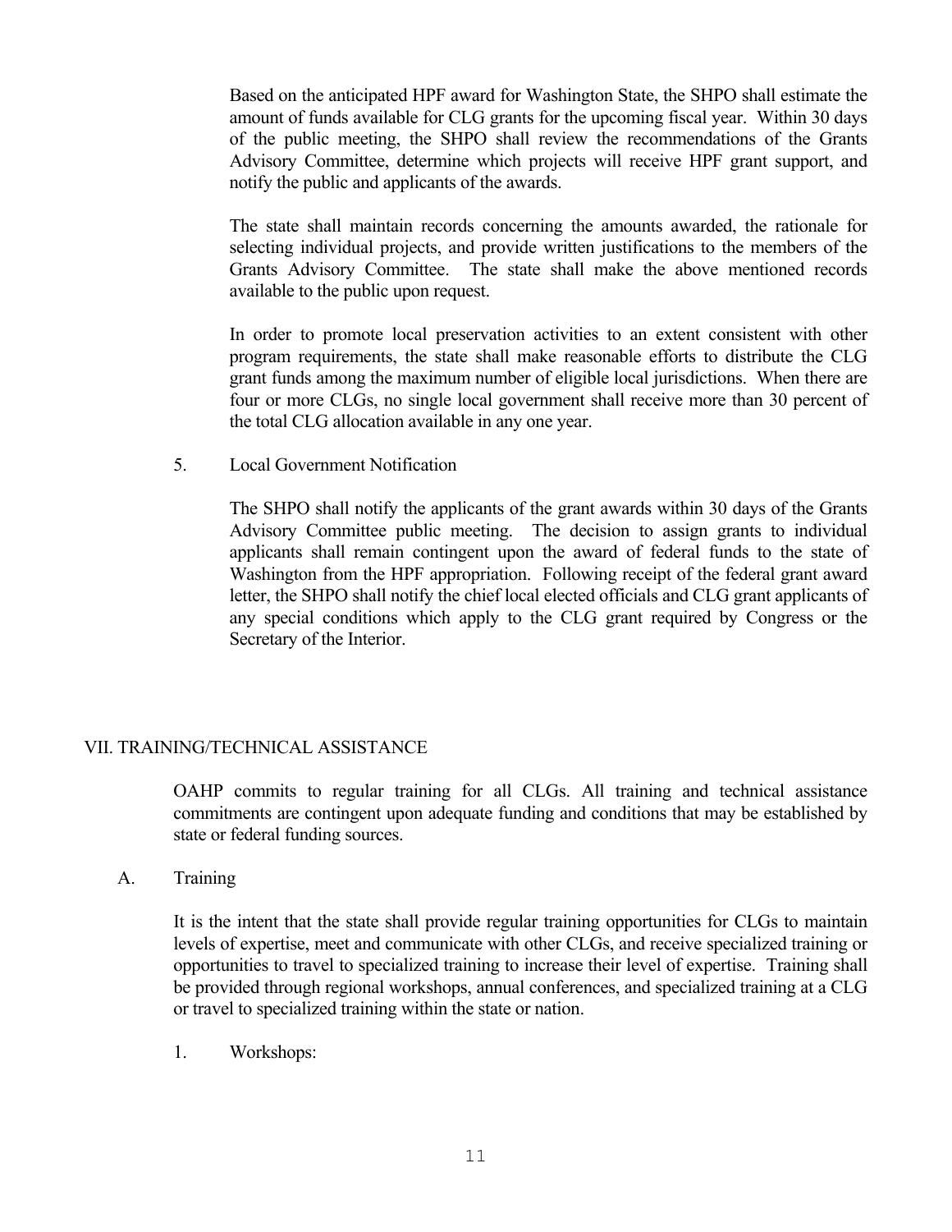Based on the anticipated HPF award for Washington State, the SHPO shall estimate the amount of funds available for CLG grants for the upcoming fiscal year. Within 30 days of the public meeting, the SHPO shall review the recommendations of the Grants Advisory Committee, determine which projects will receive HPF grant support, and notify the public and applicants of the awards.

The state shall maintain records concerning the amounts awarded, the rationale for selecting individual projects, and provide written justifications to the members of the Grants Advisory Committee. The state shall make the above mentioned records available to the public upon request.

In order to promote local preservation activities to an extent consistent with other program requirements, the state shall make reasonable efforts to distribute the CLG grant funds among the maximum number of eligible local jurisdictions. When there are four or more CLGs, no single local government shall receive more than 30 percent of the total CLG allocation available in any one year.

5. Local Government Notification

The SHPO shall notify the applicants of the grant awards within 30 days of the Grants Advisory Committee public meeting. The decision to assign grants to individual applicants shall remain contingent upon the award of federal funds to the state of Washington from the HPF appropriation. Following receipt of the federal grant award letter, the SHPO shall notify the chief local elected officials and CLG grant applicants of any special conditions which apply to the CLG grant required by Congress or the Secretary of the Interior.

## VII. TRAINING/TECHNICAL ASSISTANCE

OAHP commits to regular training for all CLGs. All training and technical assistance commitments are contingent upon adequate funding and conditions that may be established by state or federal funding sources.

### A. Training

It is the intent that the state shall provide regular training opportunities for CLGs to maintain levels of expertise, meet and communicate with other CLGs, and receive specialized training or opportunities to travel to specialized training to increase their level of expertise. Training shall be provided through regional workshops, annual conferences, and specialized training at a CLG or travel to specialized training within the state or nation.

1. Workshops: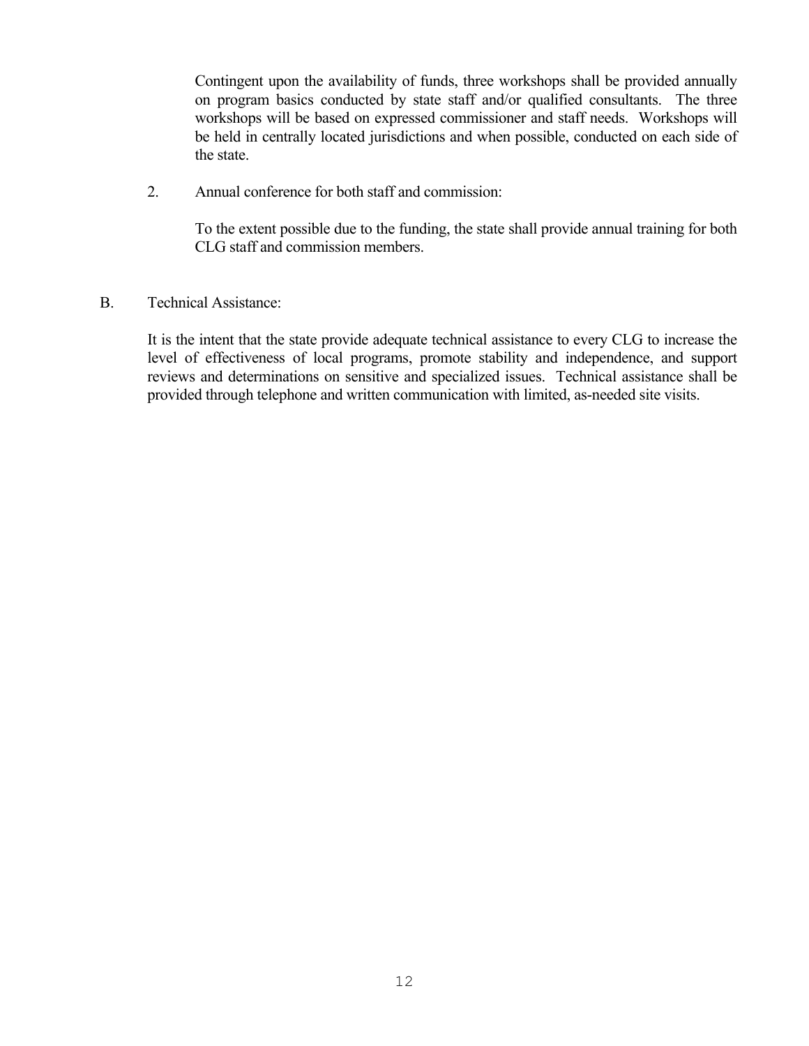Contingent upon the availability of funds, three workshops shall be provided annually on program basics conducted by state staff and/or qualified consultants. The three workshops will be based on expressed commissioner and staff needs. Workshops will be held in centrally located jurisdictions and when possible, conducted on each side of the state.

2. Annual conference for both staff and commission:

   To the extent possible due to the funding, the state shall provide annual training for both CLG staff and commission members.

B. Technical Assistance:

   It is the intent that the state provide adequate technical assistance to every CLG to increase the level of effectiveness of local programs, promote stability and independence, and support reviews and determinations on sensitive and specialized issues. Technical assistance shall be provided through telephone and written communication with limited, as-needed site visits.